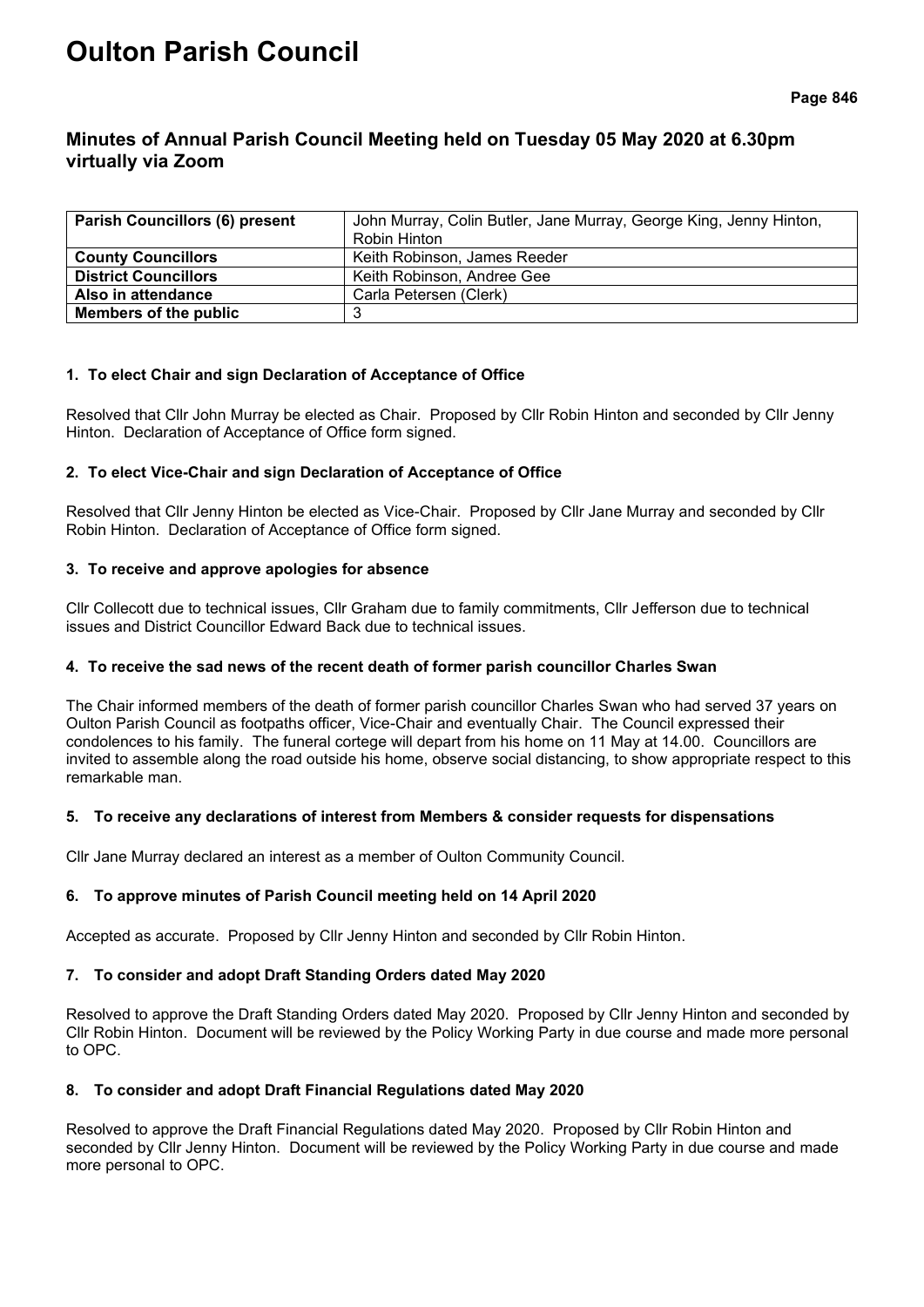# Oulton Parish Council

## Minutes of Annual Parish Council Meeting held on Tuesday 05 May 2020 at 6.30pm virtually via Zoom

| **Parish Councillors (6) present** | John Murray, Colin Butler, Jane Murray, George King, Jenny Hinton, Robin Hinton |
|---|---|
| **County Councillors** | Keith Robinson, James Reeder |
| **District Councillors** | Keith Robinson, Andree Gee |
| **Also in attendance** | Carla Petersen (Clerk) |
| **Members of the public** | 3 |

### 1. To elect Chair and sign Declaration of Acceptance of Office

Resolved that Cllr John Murray be elected as Chair. Proposed by Cllr Robin Hinton and seconded by Cllr Jenny Hinton. Declaration of Acceptance of Office form signed.

### 2. To elect Vice-Chair and sign Declaration of Acceptance of Office

Resolved that Cllr Jenny Hinton be elected as Vice-Chair. Proposed by Cllr Jane Murray and seconded by Cllr Robin Hinton. Declaration of Acceptance of Office form signed.

### 3. To receive and approve apologies for absence

Cllr Collecott due to technical issues, Cllr Graham due to family commitments, Cllr Jefferson due to technical issues and District Councillor Edward Back due to technical issues.

### 4. To receive the sad news of the recent death of former parish councillor Charles Swan

The Chair informed members of the death of former parish councillor Charles Swan who had served 37 years on Oulton Parish Council as footpaths officer, Vice-Chair and eventually Chair. The Council expressed their condolences to his family. The funeral cortege will depart from his home on 11 May at 14.00. Councillors are invited to assemble along the road outside his home, observe social distancing, to show appropriate respect to this remarkable man.

### 5. To receive any declarations of interest from Members & consider requests for dispensations

Cllr Jane Murray declared an interest as a member of Oulton Community Council.

### 6. To approve minutes of Parish Council meeting held on 14 April 2020

Accepted as accurate. Proposed by Cllr Jenny Hinton and seconded by Cllr Robin Hinton.

### 7. To consider and adopt Draft Standing Orders dated May 2020

Resolved to approve the Draft Standing Orders dated May 2020. Proposed by Cllr Jenny Hinton and seconded by Cllr Robin Hinton. Document will be reviewed by the Policy Working Party in due course and made more personal to OPC.

### 8. To consider and adopt Draft Financial Regulations dated May 2020

Resolved to approve the Draft Financial Regulations dated May 2020. Proposed by Cllr Robin Hinton and seconded by Cllr Jenny Hinton. Document will be reviewed by the Policy Working Party in due course and made more personal to OPC.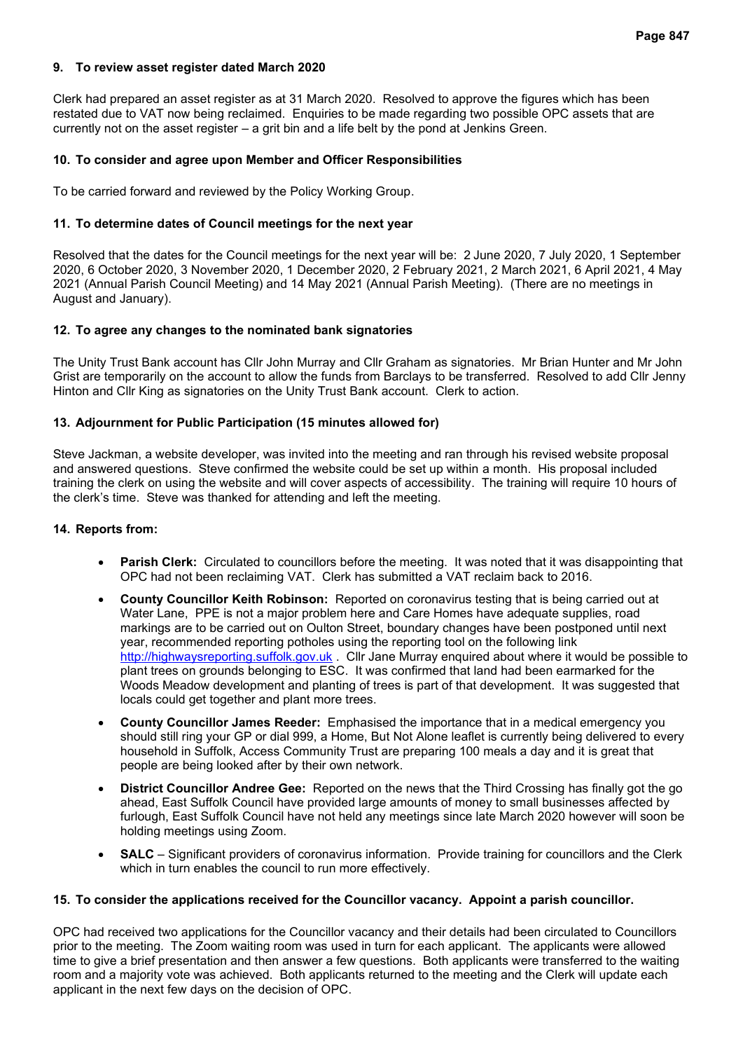**9. To review asset register dated March 2020**

Clerk had prepared an asset register as at 31 March 2020. Resolved to approve the figures which has been restated due to VAT now being reclaimed. Enquiries to be made regarding two possible OPC assets that are currently not on the asset register – a grit bin and a life belt by the pond at Jenkins Green.

**10. To consider and agree upon Member and Officer Responsibilities**

To be carried forward and reviewed by the Policy Working Group.

**11. To determine dates of Council meetings for the next year**

Resolved that the dates for the Council meetings for the next year will be: 2 June 2020, 7 July 2020, 1 September 2020, 6 October 2020, 3 November 2020, 1 December 2020, 2 February 2021, 2 March 2021, 6 April 2021, 4 May 2021 (Annual Parish Council Meeting) and 14 May 2021 (Annual Parish Meeting). (There are no meetings in August and January).

**12. To agree any changes to the nominated bank signatories**

The Unity Trust Bank account has Cllr John Murray and Cllr Graham as signatories. Mr Brian Hunter and Mr John Grist are temporarily on the account to allow the funds from Barclays to be transferred. Resolved to add Cllr Jenny Hinton and Cllr King as signatories on the Unity Trust Bank account. Clerk to action.

**13. Adjournment for Public Participation (15 minutes allowed for)**

Steve Jackman, a website developer, was invited into the meeting and ran through his revised website proposal and answered questions. Steve confirmed the website could be set up within a month. His proposal included training the clerk on using the website and will cover aspects of accessibility. The training will require 10 hours of the clerk's time. Steve was thanked for attending and left the meeting.

**14. Reports from:**

- **Parish Clerk:** Circulated to councillors before the meeting. It was noted that it was disappointing that OPC had not been reclaiming VAT. Clerk has submitted a VAT reclaim back to 2016.
- **County Councillor Keith Robinson:** Reported on coronavirus testing that is being carried out at Water Lane, PPE is not a major problem here and Care Homes have adequate supplies, road markings are to be carried out on Oulton Street, boundary changes have been postponed until next year, recommended reporting potholes using the reporting tool on the following link [http://highwaysreporting.suffolk.gov.uk](http://highwaysreporting.suffolk.gov.uk) . Cllr Jane Murray enquired about where it would be possible to plant trees on grounds belonging to ESC. It was confirmed that land had been earmarked for the Woods Meadow development and planting of trees is part of that development. It was suggested that locals could get together and plant more trees.
- **County Councillor James Reeder:** Emphasised the importance that in a medical emergency you should still ring your GP or dial 999, a Home, But Not Alone leaflet is currently being delivered to every household in Suffolk, Access Community Trust are preparing 100 meals a day and it is great that people are being looked after by their own network.
- **District Councillor Andree Gee:** Reported on the news that the Third Crossing has finally got the go ahead, East Suffolk Council have provided large amounts of money to small businesses affected by furlough, East Suffolk Council have not held any meetings since late March 2020 however will soon be holding meetings using Zoom.
- **SALC** – Significant providers of coronavirus information. Provide training for councillors and the Clerk which in turn enables the council to run more effectively.

**15. To consider the applications received for the Councillor vacancy. Appoint a parish councillor.**

OPC had received two applications for the Councillor vacancy and their details had been circulated to Councillors prior to the meeting. The Zoom waiting room was used in turn for each applicant. The applicants were allowed time to give a brief presentation and then answer a few questions. Both applicants were transferred to the waiting room and a majority vote was achieved. Both applicants returned to the meeting and the Clerk will update each applicant in the next few days on the decision of OPC.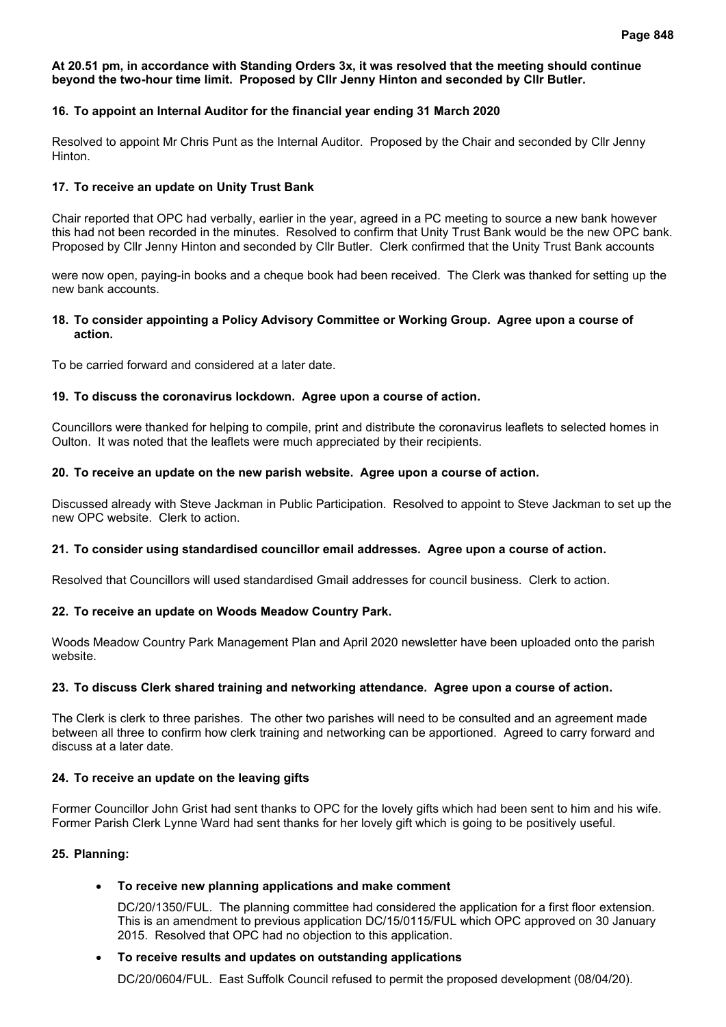**At 20.51 pm, in accordance with Standing Orders 3x, it was resolved that the meeting should continue beyond the two-hour time limit. Proposed by Cllr Jenny Hinton and seconded by Cllr Butler.**

**16. To appoint an Internal Auditor for the financial year ending 31 March 2020**

Resolved to appoint Mr Chris Punt as the Internal Auditor. Proposed by the Chair and seconded by Cllr Jenny Hinton.

**17. To receive an update on Unity Trust Bank**

Chair reported that OPC had verbally, earlier in the year, agreed in a PC meeting to source a new bank however this had not been recorded in the minutes. Resolved to confirm that Unity Trust Bank would be the new OPC bank. Proposed by Cllr Jenny Hinton and seconded by Cllr Butler. Clerk confirmed that the Unity Trust Bank accounts were now open, paying-in books and a cheque book had been received. The Clerk was thanked for setting up the new bank accounts.

**18. To consider appointing a Policy Advisory Committee or Working Group. Agree upon a course of action.**

To be carried forward and considered at a later date.

**19. To discuss the coronavirus lockdown. Agree upon a course of action.**

Councillors were thanked for helping to compile, print and distribute the coronavirus leaflets to selected homes in Oulton. It was noted that the leaflets were much appreciated by their recipients.

**20. To receive an update on the new parish website. Agree upon a course of action.**

Discussed already with Steve Jackman in Public Participation. Resolved to appoint to Steve Jackman to set up the new OPC website. Clerk to action.

**21. To consider using standardised councillor email addresses. Agree upon a course of action.**

Resolved that Councillors will used standardised Gmail addresses for council business. Clerk to action.

**22. To receive an update on Woods Meadow Country Park.**

Woods Meadow Country Park Management Plan and April 2020 newsletter have been uploaded onto the parish website.

**23. To discuss Clerk shared training and networking attendance. Agree upon a course of action.**

The Clerk is clerk to three parishes. The other two parishes will need to be consulted and an agreement made between all three to confirm how clerk training and networking can be apportioned. Agreed to carry forward and discuss at a later date.

**24. To receive an update on the leaving gifts**

Former Councillor John Grist had sent thanks to OPC for the lovely gifts which had been sent to him and his wife. Former Parish Clerk Lynne Ward had sent thanks for her lovely gift which is going to be positively useful.

**25. Planning:**

- **To receive new planning applications and make comment**

  DC/20/1350/FUL. The planning committee had considered the application for a first floor extension. This is an amendment to previous application DC/15/0115/FUL which OPC approved on 30 January 2015. Resolved that OPC had no objection to this application.

- **To receive results and updates on outstanding applications**

  DC/20/0604/FUL. East Suffolk Council refused to permit the proposed development (08/04/20).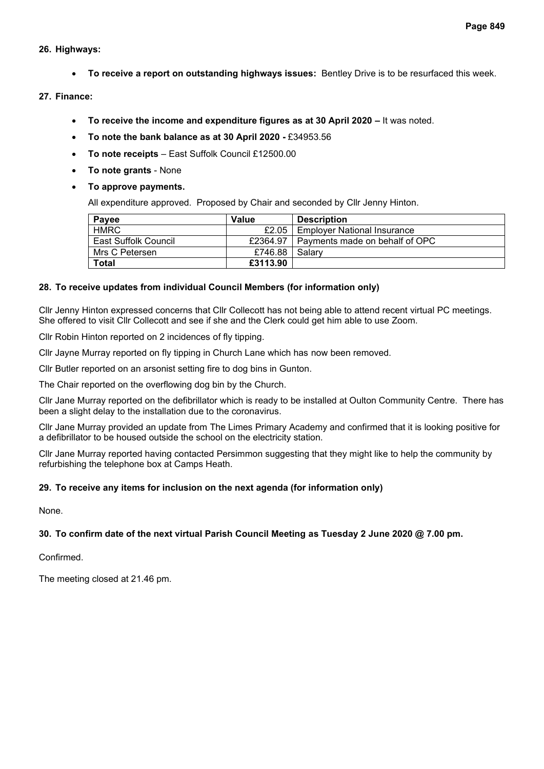## 26. Highways:

- **To receive a report on outstanding highways issues:** Bentley Drive is to be resurfaced this week.

## 27. Finance:

- **To receive the income and expenditure figures as at 30 April 2020 –** It was noted.
- **To note the bank balance as at 30 April 2020 -** £34953.56
- **To note receipts** – East Suffolk Council £12500.00
- **To note grants** - None
- **To approve payments.**

  All expenditure approved. Proposed by Chair and seconded by Cllr Jenny Hinton.

| Payee | Value | Description |
|---|---|---|
| HMRC | £2.05 | Employer National Insurance |
| East Suffolk Council | £2364.97 | Payments made on behalf of OPC |
| Mrs C Petersen | £746.88 | Salary |
| **Total** | **£3113.90** | |

## 28. To receive updates from individual Council Members (for information only)

Cllr Jenny Hinton expressed concerns that Cllr Collecott has not being able to attend recent virtual PC meetings. She offered to visit Cllr Collecott and see if she and the Clerk could get him able to use Zoom.

Cllr Robin Hinton reported on 2 incidences of fly tipping.

Cllr Jayne Murray reported on fly tipping in Church Lane which has now been removed.

Cllr Butler reported on an arsonist setting fire to dog bins in Gunton.

The Chair reported on the overflowing dog bin by the Church.

Cllr Jane Murray reported on the defibrillator which is ready to be installed at Oulton Community Centre. There has been a slight delay to the installation due to the coronavirus.

Cllr Jane Murray provided an update from The Limes Primary Academy and confirmed that it is looking positive for a defibrillator to be housed outside the school on the electricity station.

Cllr Jane Murray reported having contacted Persimmon suggesting that they might like to help the community by refurbishing the telephone box at Camps Heath.

## 29. To receive any items for inclusion on the next agenda (for information only)

None.

## 30. To confirm date of the next virtual Parish Council Meeting as Tuesday 2 June 2020 @ 7.00 pm.

Confirmed.

The meeting closed at 21.46 pm.